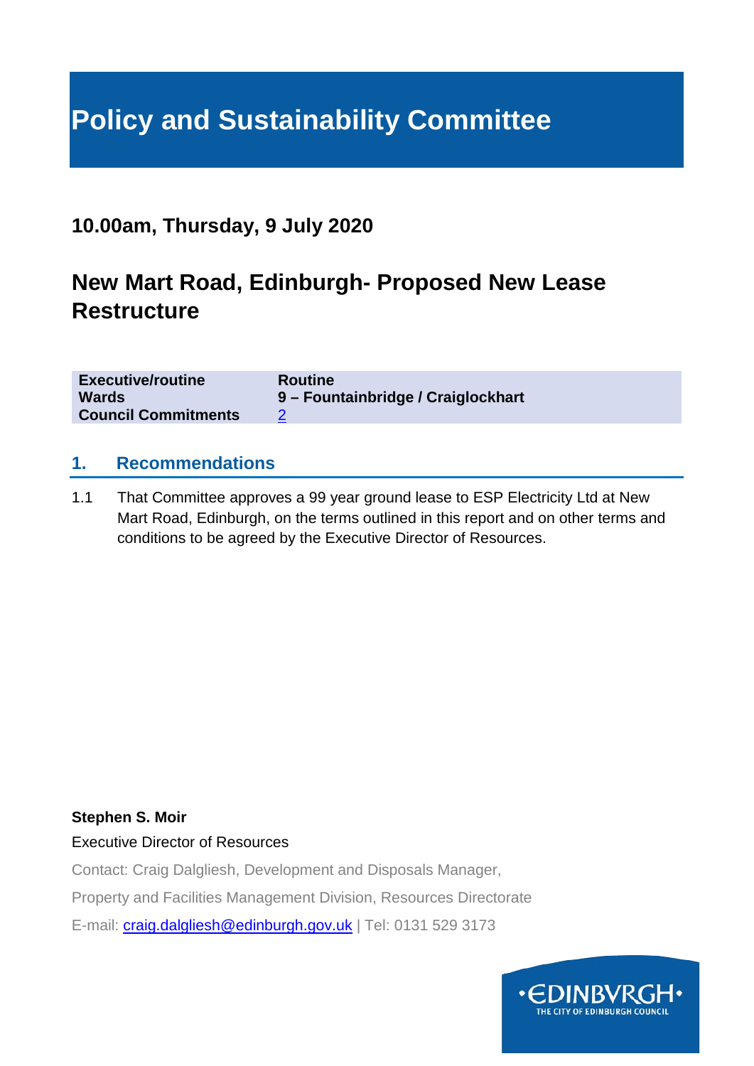# Policy and Sustainability Committee

## 10.00am, Thursday, 9 July 2020

## New Mart Road, Edinburgh- Proposed New Lease Restructure

| | |
|---|---|
| **Executive/routine** | **Routine** |
| **Wards** | **9 – Fountainbridge / Craiglockhart** |
| **Council Commitments** | 2 |

### 1. Recommendations

1.1 That Committee approves a 99 year ground lease to ESP Electricity Ltd at New Mart Road, Edinburgh, on the terms outlined in this report and on other terms and conditions to be agreed by the Executive Director of Resources.

**Stephen S. Moir**

Executive Director of Resources

Contact: Craig Dalgliesh, Development and Disposals Manager,

Property and Facilities Management Division, Resources Directorate

E-mail: craig.dalgliesh@edinburgh.gov.uk | Tel: 0131 529 3173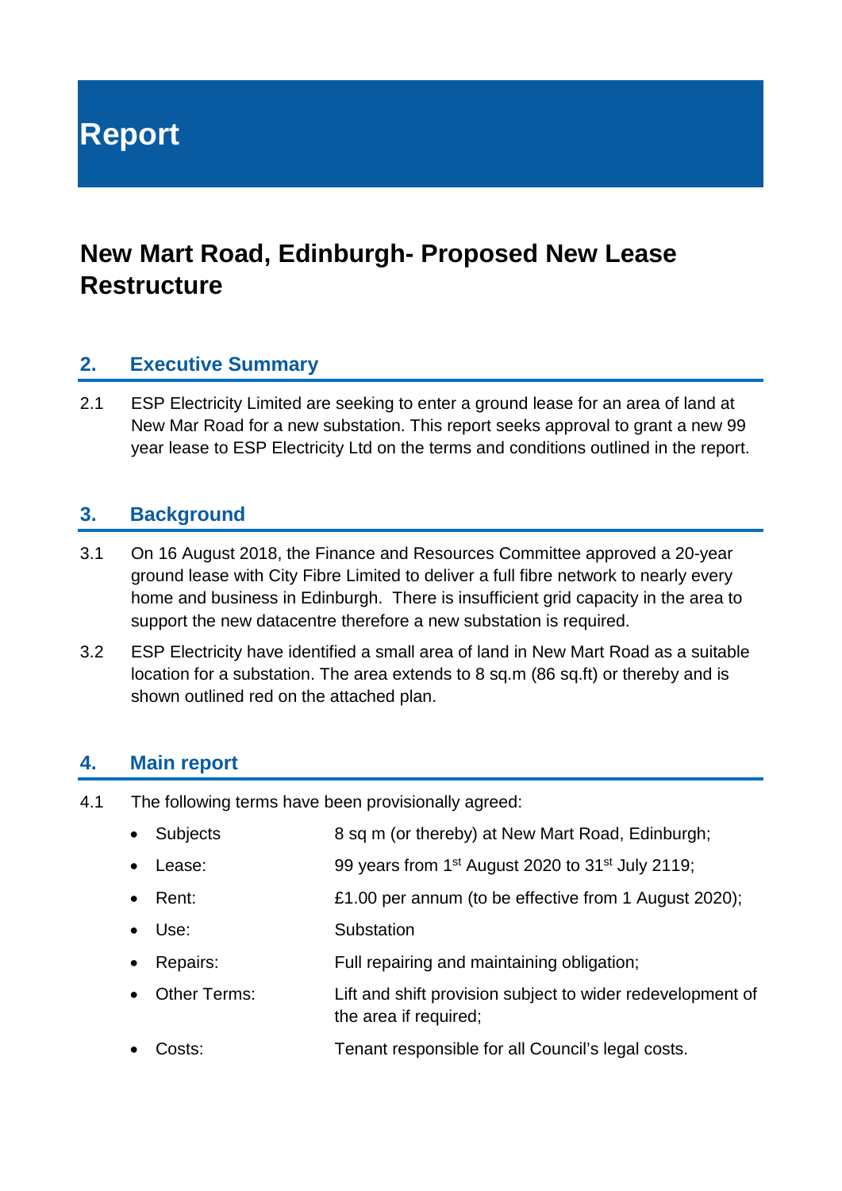# Report

## New Mart Road, Edinburgh- Proposed New Lease Restructure

### 2. Executive Summary

2.1 ESP Electricity Limited are seeking to enter a ground lease for an area of land at New Mar Road for a new substation. This report seeks approval to grant a new 99 year lease to ESP Electricity Ltd on the terms and conditions outlined in the report.

### 3. Background

3.1 On 16 August 2018, the Finance and Resources Committee approved a 20-year ground lease with City Fibre Limited to deliver a full fibre network to nearly every home and business in Edinburgh. There is insufficient grid capacity in the area to support the new datacentre therefore a new substation is required.

3.2 ESP Electricity have identified a small area of land in New Mart Road as a suitable location for a substation. The area extends to 8 sq.m (86 sq.ft) or thereby and is shown outlined red on the attached plan.

### 4. Main report

4.1 The following terms have been provisionally agreed:

- Subjects: 8 sq m (or thereby) at New Mart Road, Edinburgh;
- Lease: 99 years from 1st August 2020 to 31st July 2119;
- Rent: £1.00 per annum (to be effective from 1 August 2020);
- Use: Substation
- Repairs: Full repairing and maintaining obligation;
- Other Terms: Lift and shift provision subject to wider redevelopment of the area if required;
- Costs: Tenant responsible for all Council's legal costs.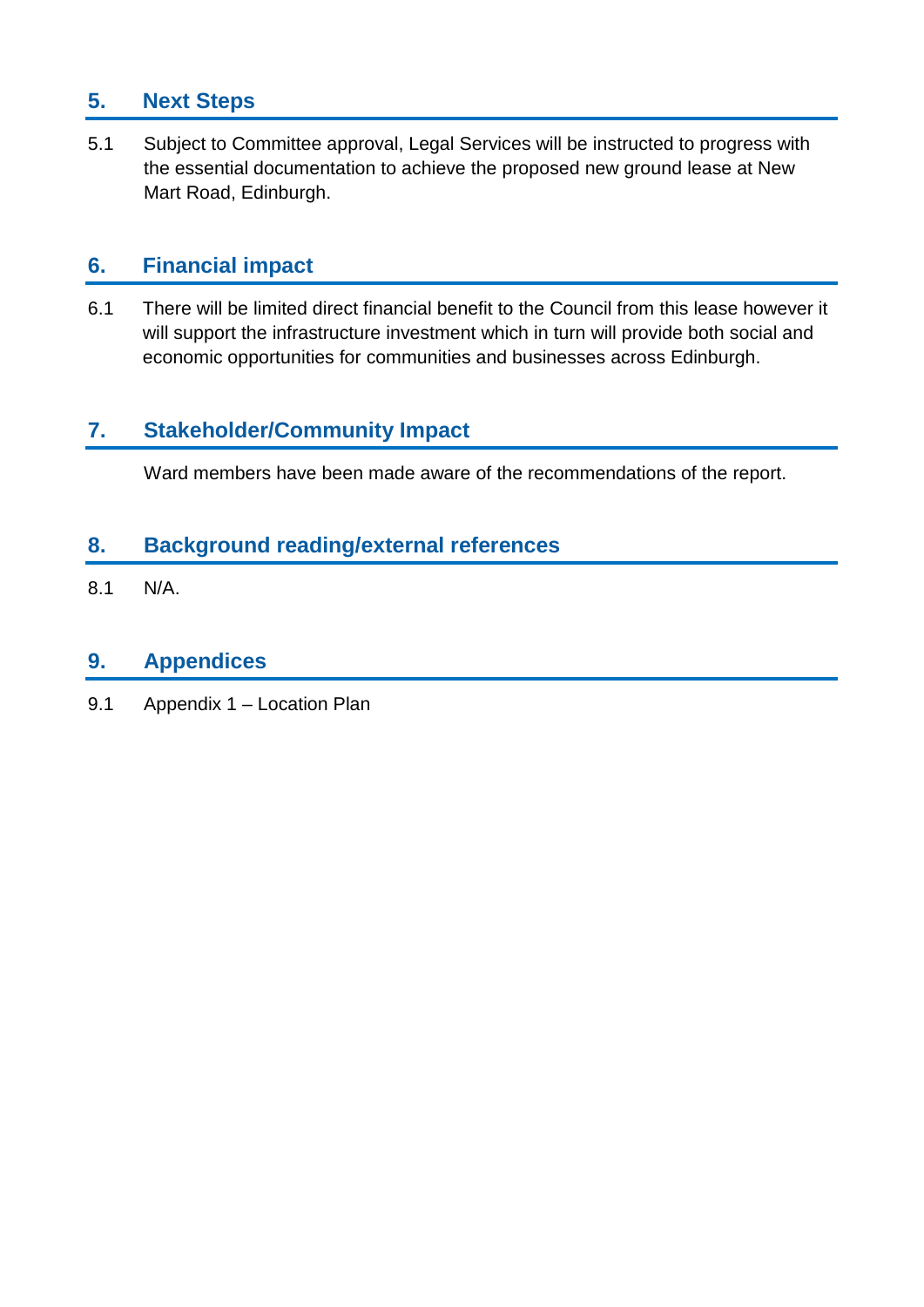## 5. Next Steps

5.1 Subject to Committee approval, Legal Services will be instructed to progress with the essential documentation to achieve the proposed new ground lease at New Mart Road, Edinburgh.

## 6. Financial impact

6.1 There will be limited direct financial benefit to the Council from this lease however it will support the infrastructure investment which in turn will provide both social and economic opportunities for communities and businesses across Edinburgh.

## 7. Stakeholder/Community Impact

Ward members have been made aware of the recommendations of the report.

## 8. Background reading/external references

8.1 N/A.

## 9. Appendices

9.1 Appendix 1 – Location Plan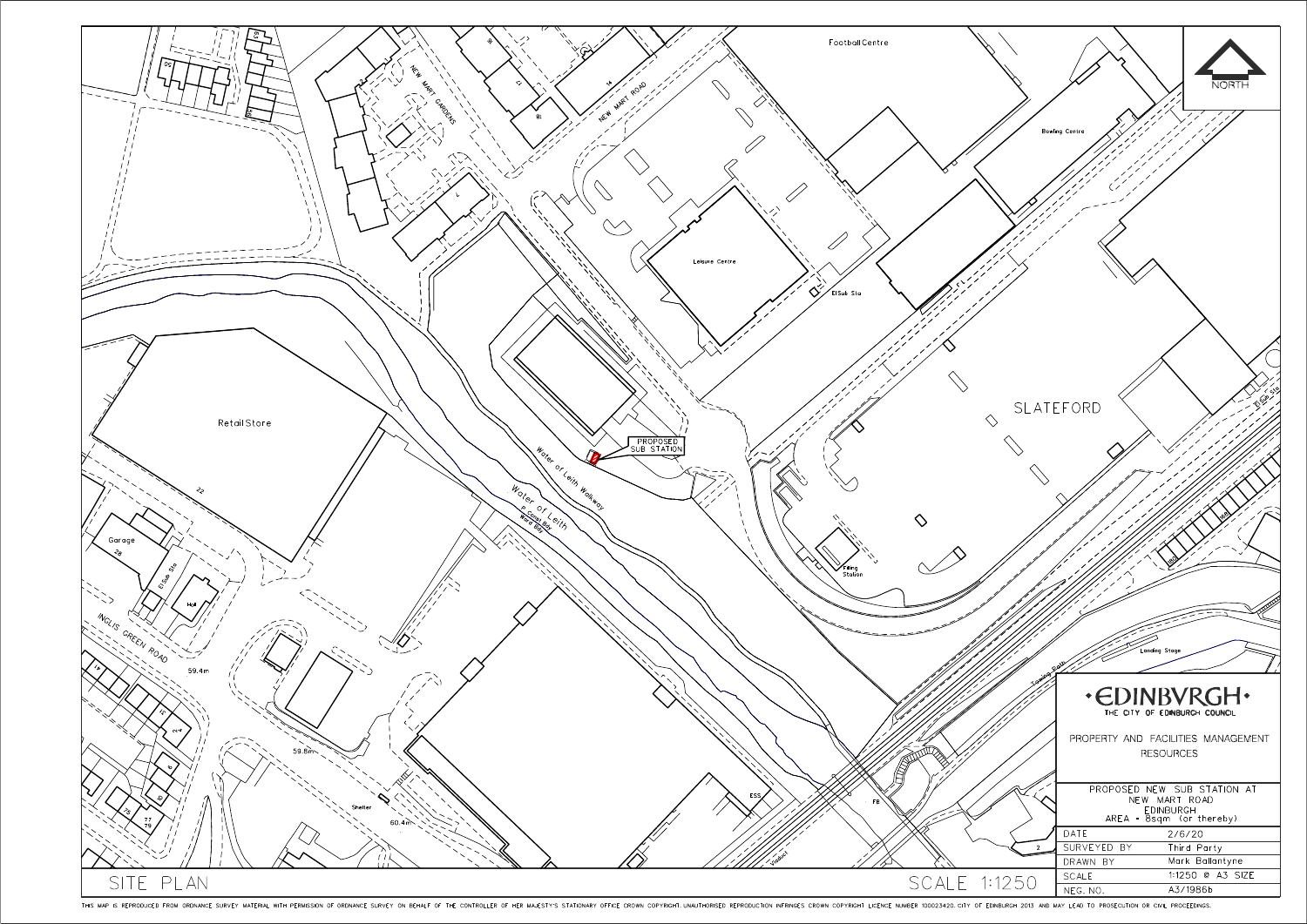# SITE PLAN

SCALE 1:1250

NORTH

Football Centre

Bowling Centre

Leisure Centre

El Sub Sta

SLATEFORD

NEW MART ROAD

NEW MART GARDENS

Retail Store

PROPOSED SUB STATION

Water of Leith Walkway

Water of Leith

Garage

INGLIS GREEN ROAD

Filling Station

Landing Stage

Towing Path

Viaduct

FB

ESS

Shelter

59.4m

59.8m

60.4m

**EDINBVRGH** THE CITY OF EDINBURGH COUNCIL

PROPERTY AND FACILITIES MANAGEMENT RESOURCES

PROPOSED NEW SUB STATION AT NEW MART ROAD EDINBURGH AREA - 8sqm (or thereby)

| | |
|---|---|
| DATE | 2/6/20 |
| SURVEYED BY | Third Party |
| DRAWN BY | Mark Ballantyne |
| SCALE | 1:1250 @ A3 SIZE |
| NEG. NO. | A3/1986b |

THIS MAP IS REPRODUCED FROM ORDNANCE SURVEY MATERIAL WITH PERMISSION OF ORDNANCE SURVEY ON BEHALF OF THE CONTROLLER OF HER MAJESTY'S STATIONARY OFFICE CROWN COPYRIGHT. UNAUTHORISED REPRODUCTION INFRINGES CROWN COPYRIGHT LICENCE NUMBER 100023420. CITY OF EDINBURGH 2013 AND MAY LEAD TO PROSECUTION OR CIVIL PROCEEDINGS.